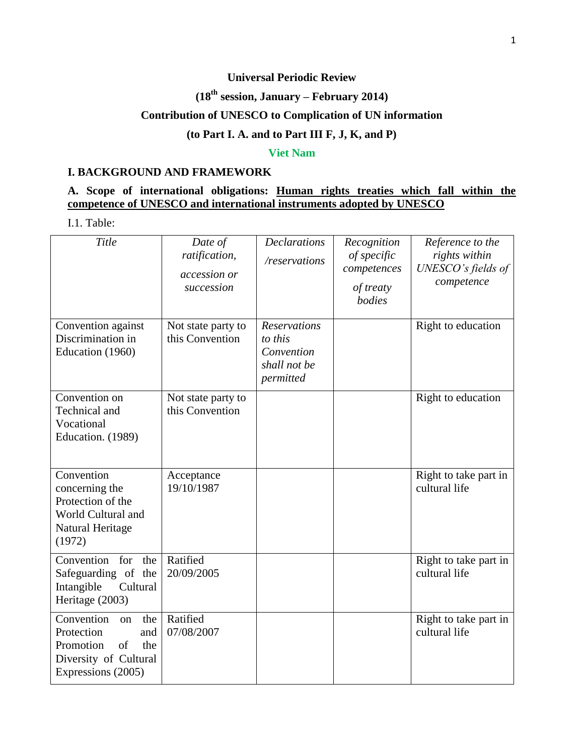**Universal Periodic Review**

**(18th session, January – February 2014)**

**Contribution of UNESCO to Complication of UN information**

**(to Part I. A. and to Part III F, J, K, and P)**

**Viet Nam**

## I. BACKGROUND AND FRAMEWORK

### A. Scope of international obligations: Human rights treaties which fall within the competence of UNESCO and international instruments adopted by UNESCO

I.1. Table:

| *Title* | *Date of ratification, accession or succession* | *Declarations /reservations* | *Recognition of specific competences of treaty bodies* | *Reference to the rights within UNESCO's fields of competence* |
|---|---|---|---|---|
| Convention against Discrimination in Education (1960) | Not state party to this Convention | *Reservations to this Convention shall not be permitted* | | Right to education |
| Convention on Technical and Vocational Education. (1989) | Not state party to this Convention | | | Right to education |
| Convention concerning the Protection of the World Cultural and Natural Heritage (1972) | Acceptance 19/10/1987 | | | Right to take part in cultural life |
| Convention for the Safeguarding of the Intangible Cultural Heritage (2003) | Ratified 20/09/2005 | | | Right to take part in cultural life |
| Convention on the Protection and Promotion of the Diversity of Cultural Expressions (2005) | Ratified 07/08/2007 | | | Right to take part in cultural life |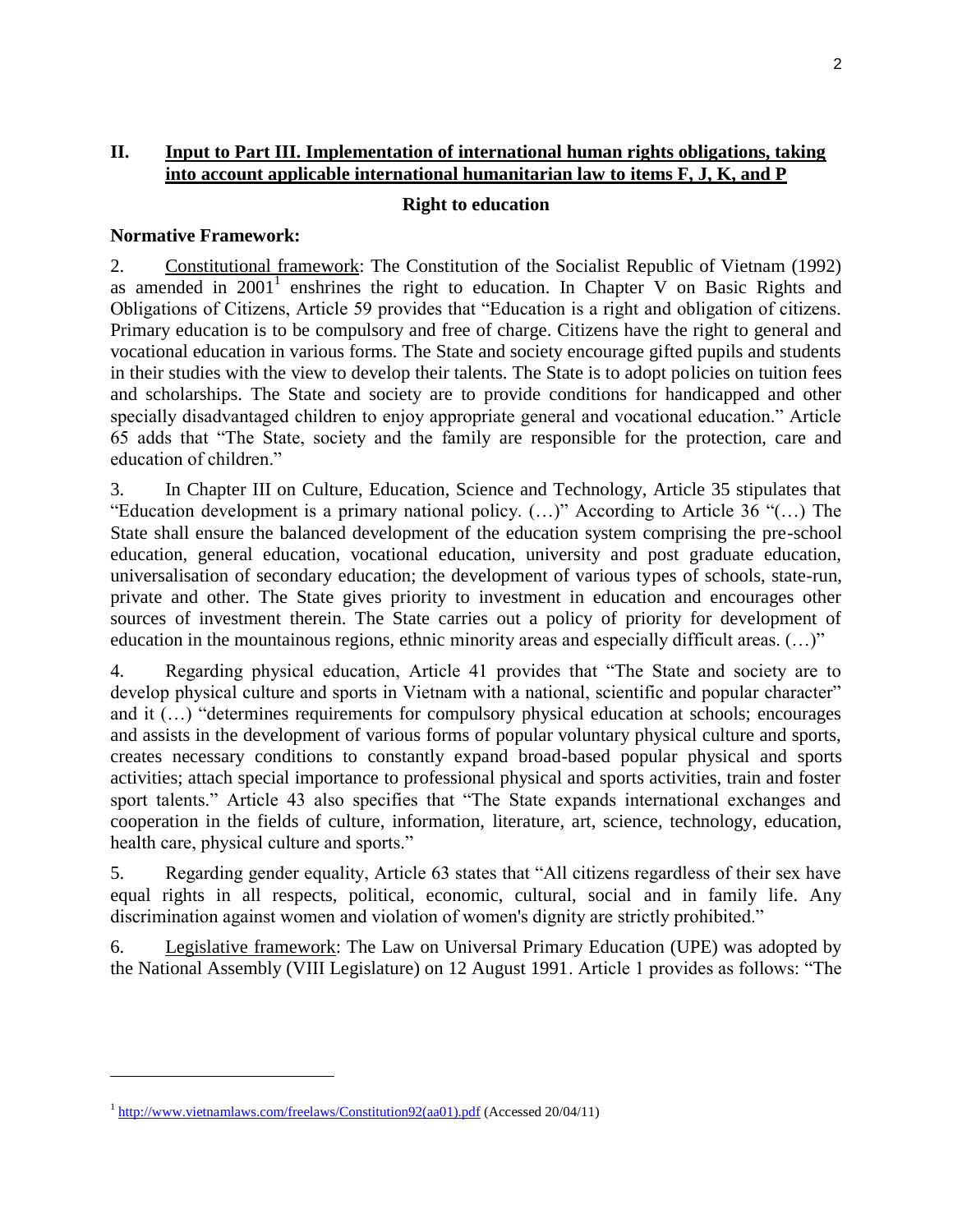## II. Input to Part III. Implementation of international human rights obligations, taking into account applicable international humanitarian law to items F, J, K, and P

### Right to education

**Normative Framework:**

2. Constitutional framework: The Constitution of the Socialist Republic of Vietnam (1992) as amended in 2001[1] enshrines the right to education. In Chapter V on Basic Rights and Obligations of Citizens, Article 59 provides that "Education is a right and obligation of citizens. Primary education is to be compulsory and free of charge. Citizens have the right to general and vocational education in various forms. The State and society encourage gifted pupils and students in their studies with the view to develop their talents. The State is to adopt policies on tuition fees and scholarships. The State and society are to provide conditions for handicapped and other specially disadvantaged children to enjoy appropriate general and vocational education." Article 65 adds that "The State, society and the family are responsible for the protection, care and education of children."

3. In Chapter III on Culture, Education, Science and Technology, Article 35 stipulates that "Education development is a primary national policy. (…)" According to Article 36 "(…) The State shall ensure the balanced development of the education system comprising the pre-school education, general education, vocational education, university and post graduate education, universalisation of secondary education; the development of various types of schools, state-run, private and other. The State gives priority to investment in education and encourages other sources of investment therein. The State carries out a policy of priority for development of education in the mountainous regions, ethnic minority areas and especially difficult areas. (…)"

4. Regarding physical education, Article 41 provides that "The State and society are to develop physical culture and sports in Vietnam with a national, scientific and popular character" and it (…) "determines requirements for compulsory physical education at schools; encourages and assists in the development of various forms of popular voluntary physical culture and sports, creates necessary conditions to constantly expand broad-based popular physical and sports activities; attach special importance to professional physical and sports activities, train and foster sport talents." Article 43 also specifies that "The State expands international exchanges and cooperation in the fields of culture, information, literature, art, science, technology, education, health care, physical culture and sports."

5. Regarding gender equality, Article 63 states that "All citizens regardless of their sex have equal rights in all respects, political, economic, cultural, social and in family life. Any discrimination against women and violation of women's dignity are strictly prohibited."

6. Legislative framework: The Law on Universal Primary Education (UPE) was adopted by the National Assembly (VIII Legislature) on 12 August 1991. Article 1 provides as follows: "The

---

[1] http://www.vietnamlaws.com/freelaws/Constitution92(aa01).pdf (Accessed 20/04/11)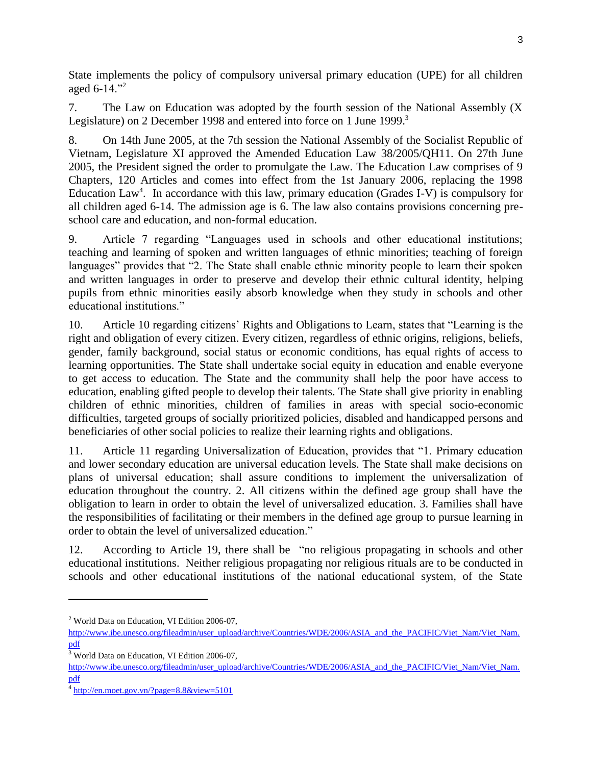State implements the policy of compulsory universal primary education (UPE) for all children aged 6-14."[2]

7. The Law on Education was adopted by the fourth session of the National Assembly (X Legislature) on 2 December 1998 and entered into force on 1 June 1999.[3]

8. On 14th June 2005, at the 7th session the National Assembly of the Socialist Republic of Vietnam, Legislature XI approved the Amended Education Law 38/2005/QH11. On 27th June 2005, the President signed the order to promulgate the Law. The Education Law comprises of 9 Chapters, 120 Articles and comes into effect from the 1st January 2006, replacing the 1998 Education Law[4]. In accordance with this law, primary education (Grades I-V) is compulsory for all children aged 6-14. The admission age is 6. The law also contains provisions concerning pre-school care and education, and non-formal education.

9. Article 7 regarding "Languages used in schools and other educational institutions; teaching and learning of spoken and written languages of ethnic minorities; teaching of foreign languages" provides that "2. The State shall enable ethnic minority people to learn their spoken and written languages in order to preserve and develop their ethnic cultural identity, helping pupils from ethnic minorities easily absorb knowledge when they study in schools and other educational institutions."

10. Article 10 regarding citizens' Rights and Obligations to Learn, states that "Learning is the right and obligation of every citizen. Every citizen, regardless of ethnic origins, religions, beliefs, gender, family background, social status or economic conditions, has equal rights of access to learning opportunities. The State shall undertake social equity in education and enable everyone to get access to education. The State and the community shall help the poor have access to education, enabling gifted people to develop their talents. The State shall give priority in enabling children of ethnic minorities, children of families in areas with special socio-economic difficulties, targeted groups of socially prioritized policies, disabled and handicapped persons and beneficiaries of other social policies to realize their learning rights and obligations.

11. Article 11 regarding Universalization of Education, provides that "1. Primary education and lower secondary education are universal education levels. The State shall make decisions on plans of universal education; shall assure conditions to implement the universalization of education throughout the country. 2. All citizens within the defined age group shall have the obligation to learn in order to obtain the level of universalized education. 3. Families shall have the responsibilities of facilitating or their members in the defined age group to pursue learning in order to obtain the level of universalized education."

12. According to Article 19, there shall be "no religious propagating in schools and other educational institutions. Neither religious propagating nor religious rituals are to be conducted in schools and other educational institutions of the national educational system, of the State

---

[2] World Data on Education, VI Edition 2006-07, http://www.ibe.unesco.org/fileadmin/user_upload/archive/Countries/WDE/2006/ASIA_and_the_PACIFIC/Viet_Nam/Viet_Nam.pdf

[3] World Data on Education, VI Edition 2006-07, http://www.ibe.unesco.org/fileadmin/user_upload/archive/Countries/WDE/2006/ASIA_and_the_PACIFIC/Viet_Nam/Viet_Nam.pdf

[4] http://en.moet.gov.vn/?page=8.8&view=5101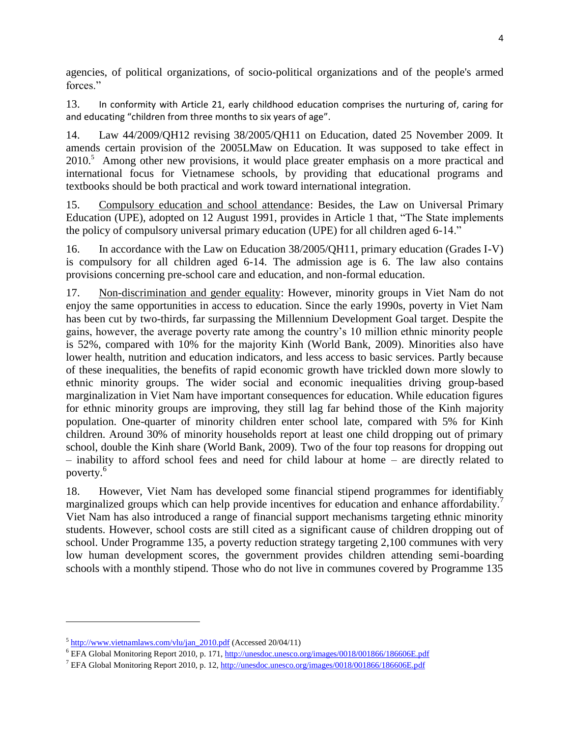agencies, of political organizations, of socio-political organizations and of the people's armed forces."

13. In conformity with Article 21, early childhood education comprises the nurturing of, caring for and educating "children from three months to six years of age".

14. Law 44/2009/QH12 revising 38/2005/QH11 on Education, dated 25 November 2009. It amends certain provision of the 2005LMaw on Education. It was supposed to take effect in 2010.[5] Among other new provisions, it would place greater emphasis on a more practical and international focus for Vietnamese schools, by providing that educational programs and textbooks should be both practical and work toward international integration.

15. Compulsory education and school attendance: Besides, the Law on Universal Primary Education (UPE), adopted on 12 August 1991, provides in Article 1 that, "The State implements the policy of compulsory universal primary education (UPE) for all children aged 6-14."

16. In accordance with the Law on Education 38/2005/QH11, primary education (Grades I-V) is compulsory for all children aged 6-14. The admission age is 6. The law also contains provisions concerning pre-school care and education, and non-formal education.

17. Non-discrimination and gender equality: However, minority groups in Viet Nam do not enjoy the same opportunities in access to education. Since the early 1990s, poverty in Viet Nam has been cut by two-thirds, far surpassing the Millennium Development Goal target. Despite the gains, however, the average poverty rate among the country's 10 million ethnic minority people is 52%, compared with 10% for the majority Kinh (World Bank, 2009). Minorities also have lower health, nutrition and education indicators, and less access to basic services. Partly because of these inequalities, the benefits of rapid economic growth have trickled down more slowly to ethnic minority groups. The wider social and economic inequalities driving group-based marginalization in Viet Nam have important consequences for education. While education figures for ethnic minority groups are improving, they still lag far behind those of the Kinh majority population. One-quarter of minority children enter school late, compared with 5% for Kinh children. Around 30% of minority households report at least one child dropping out of primary school, double the Kinh share (World Bank, 2009). Two of the four top reasons for dropping out – inability to afford school fees and need for child labour at home – are directly related to poverty.[6]

18. However, Viet Nam has developed some financial stipend programmes for identifiably marginalized groups which can help provide incentives for education and enhance affordability.[7] Viet Nam has also introduced a range of financial support mechanisms targeting ethnic minority students. However, school costs are still cited as a significant cause of children dropping out of school. Under Programme 135, a poverty reduction strategy targeting 2,100 communes with very low human development scores, the government provides children attending semi-boarding schools with a monthly stipend. Those who do not live in communes covered by Programme 135

---

[5] http://www.vietnamlaws.com/vlu/jan_2010.pdf (Accessed 20/04/11)

[6] EFA Global Monitoring Report 2010, p. 171, http://unesdoc.unesco.org/images/0018/001866/186606E.pdf

[7] EFA Global Monitoring Report 2010, p. 12, http://unesdoc.unesco.org/images/0018/001866/186606E.pdf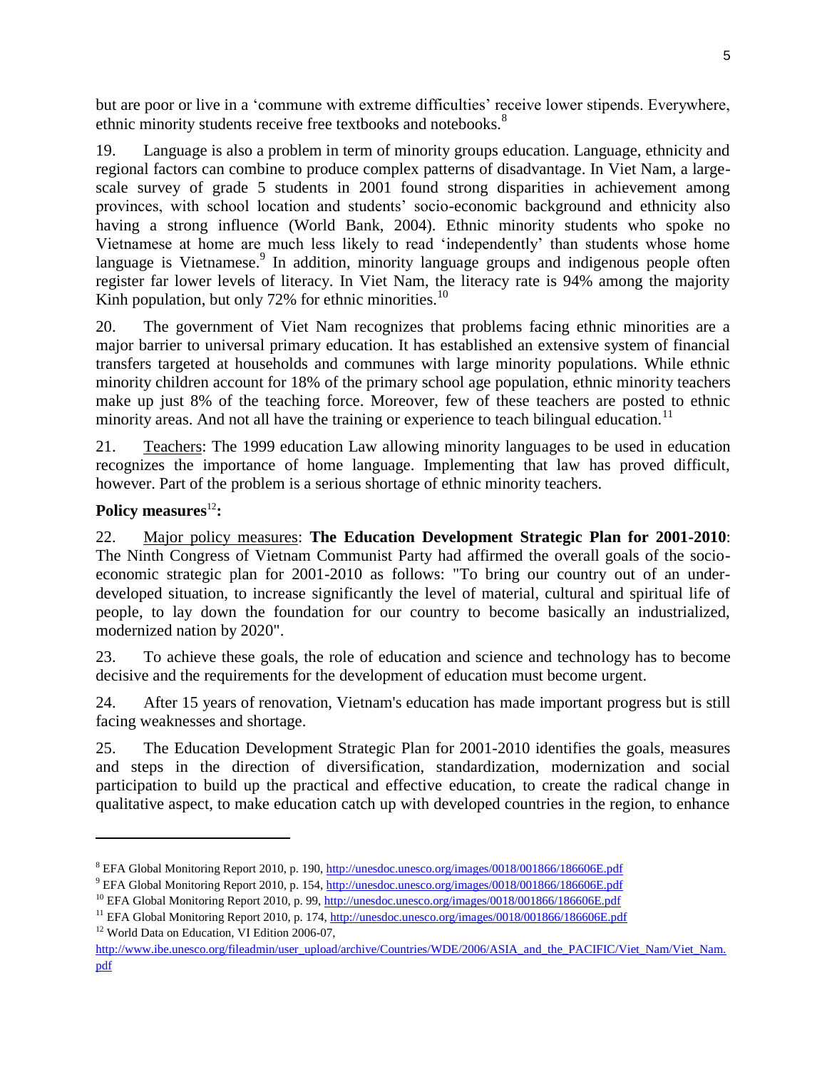but are poor or live in a 'commune with extreme difficulties' receive lower stipends. Everywhere, ethnic minority students receive free textbooks and notebooks.[8]

19. Language is also a problem in term of minority groups education. Language, ethnicity and regional factors can combine to produce complex patterns of disadvantage. In Viet Nam, a large-scale survey of grade 5 students in 2001 found strong disparities in achievement among provinces, with school location and students' socio-economic background and ethnicity also having a strong influence (World Bank, 2004). Ethnic minority students who spoke no Vietnamese at home are much less likely to read 'independently' than students whose home language is Vietnamese.[9] In addition, minority language groups and indigenous people often register far lower levels of literacy. In Viet Nam, the literacy rate is 94% among the majority Kinh population, but only 72% for ethnic minorities.[10]

20. The government of Viet Nam recognizes that problems facing ethnic minorities are a major barrier to universal primary education. It has established an extensive system of financial transfers targeted at households and communes with large minority populations. While ethnic minority children account for 18% of the primary school age population, ethnic minority teachers make up just 8% of the teaching force. Moreover, few of these teachers are posted to ethnic minority areas. And not all have the training or experience to teach bilingual education.[11]

21. Teachers: The 1999 education Law allowing minority languages to be used in education recognizes the importance of home language. Implementing that law has proved difficult, however. Part of the problem is a serious shortage of ethnic minority teachers.

**Policy measures**[12]**:**

22. Major policy measures: **The Education Development Strategic Plan for 2001-2010**: The Ninth Congress of Vietnam Communist Party had affirmed the overall goals of the socio-economic strategic plan for 2001-2010 as follows: "To bring our country out of an under-developed situation, to increase significantly the level of material, cultural and spiritual life of people, to lay down the foundation for our country to become basically an industrialized, modernized nation by 2020".

23. To achieve these goals, the role of education and science and technology has to become decisive and the requirements for the development of education must become urgent.

24. After 15 years of renovation, Vietnam's education has made important progress but is still facing weaknesses and shortage.

25. The Education Development Strategic Plan for 2001-2010 identifies the goals, measures and steps in the direction of diversification, standardization, modernization and social participation to build up the practical and effective education, to create the radical change in qualitative aspect, to make education catch up with developed countries in the region, to enhance

---

[8] EFA Global Monitoring Report 2010, p. 190, http://unesdoc.unesco.org/images/0018/001866/186606E.pdf

[9] EFA Global Monitoring Report 2010, p. 154, http://unesdoc.unesco.org/images/0018/001866/186606E.pdf

[10] EFA Global Monitoring Report 2010, p. 99, http://unesdoc.unesco.org/images/0018/001866/186606E.pdf

[11] EFA Global Monitoring Report 2010, p. 174, http://unesdoc.unesco.org/images/0018/001866/186606E.pdf

[12] World Data on Education, VI Edition 2006-07, http://www.ibe.unesco.org/fileadmin/user_upload/archive/Countries/WDE/2006/ASIA_and_the_PACIFIC/Viet_Nam/Viet_Nam.pdf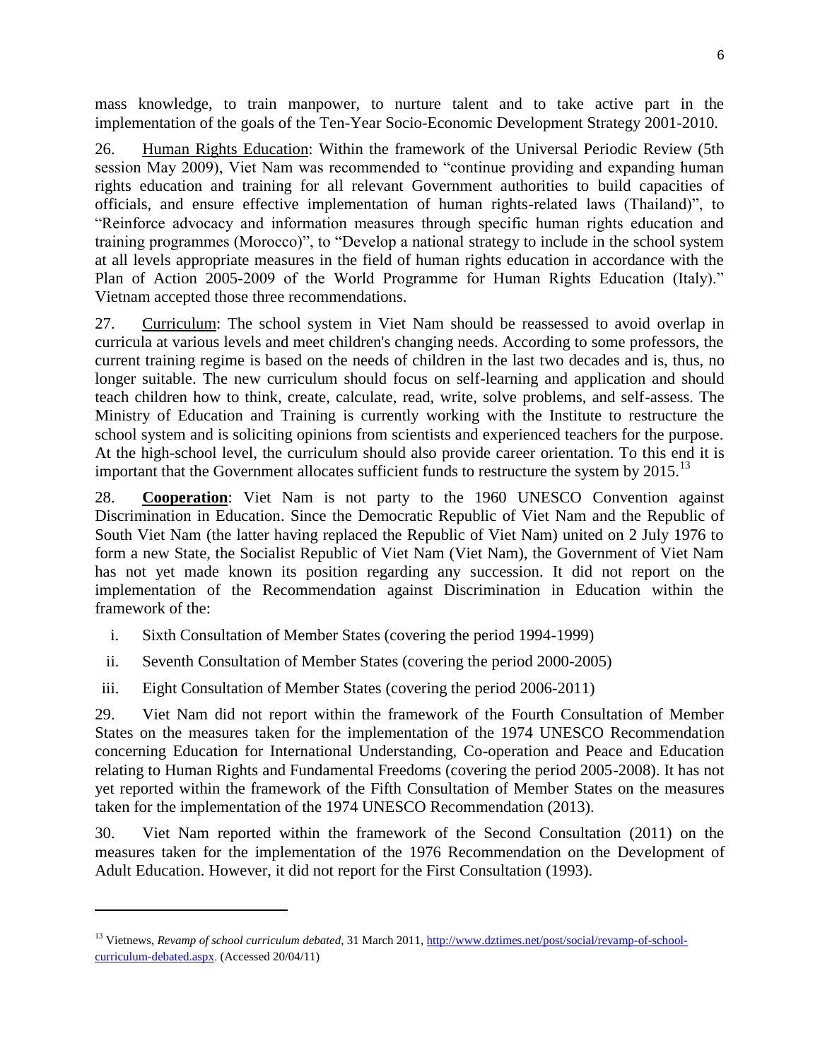mass knowledge, to train manpower, to nurture talent and to take active part in the implementation of the goals of the Ten-Year Socio-Economic Development Strategy 2001-2010.

26. Human Rights Education: Within the framework of the Universal Periodic Review (5th session May 2009), Viet Nam was recommended to "continue providing and expanding human rights education and training for all relevant Government authorities to build capacities of officials, and ensure effective implementation of human rights-related laws (Thailand)", to "Reinforce advocacy and information measures through specific human rights education and training programmes (Morocco)", to "Develop a national strategy to include in the school system at all levels appropriate measures in the field of human rights education in accordance with the Plan of Action 2005-2009 of the World Programme for Human Rights Education (Italy)." Vietnam accepted those three recommendations.

27. Curriculum: The school system in Viet Nam should be reassessed to avoid overlap in curricula at various levels and meet children's changing needs. According to some professors, the current training regime is based on the needs of children in the last two decades and is, thus, no longer suitable. The new curriculum should focus on self-learning and application and should teach children how to think, create, calculate, read, write, solve problems, and self-assess. The Ministry of Education and Training is currently working with the Institute to restructure the school system and is soliciting opinions from scientists and experienced teachers for the purpose. At the high-school level, the curriculum should also provide career orientation. To this end it is important that the Government allocates sufficient funds to restructure the system by 2015.[13]

28. **Cooperation**: Viet Nam is not party to the 1960 UNESCO Convention against Discrimination in Education. Since the Democratic Republic of Viet Nam and the Republic of South Viet Nam (the latter having replaced the Republic of Viet Nam) united on 2 July 1976 to form a new State, the Socialist Republic of Viet Nam (Viet Nam), the Government of Viet Nam has not yet made known its position regarding any succession. It did not report on the implementation of the Recommendation against Discrimination in Education within the framework of the:

i. Sixth Consultation of Member States (covering the period 1994-1999)

ii. Seventh Consultation of Member States (covering the period 2000-2005)

iii. Eight Consultation of Member States (covering the period 2006-2011)

29. Viet Nam did not report within the framework of the Fourth Consultation of Member States on the measures taken for the implementation of the 1974 UNESCO Recommendation concerning Education for International Understanding, Co-operation and Peace and Education relating to Human Rights and Fundamental Freedoms (covering the period 2005-2008). It has not yet reported within the framework of the Fifth Consultation of Member States on the measures taken for the implementation of the 1974 UNESCO Recommendation (2013).

30. Viet Nam reported within the framework of the Second Consultation (2011) on the measures taken for the implementation of the 1976 Recommendation on the Development of Adult Education. However, it did not report for the First Consultation (1993).

---

[13] Vietnews, *Revamp of school curriculum debated*, 31 March 2011, http://www.dztimes.net/post/social/revamp-of-school-curriculum-debated.aspx, (Accessed 20/04/11)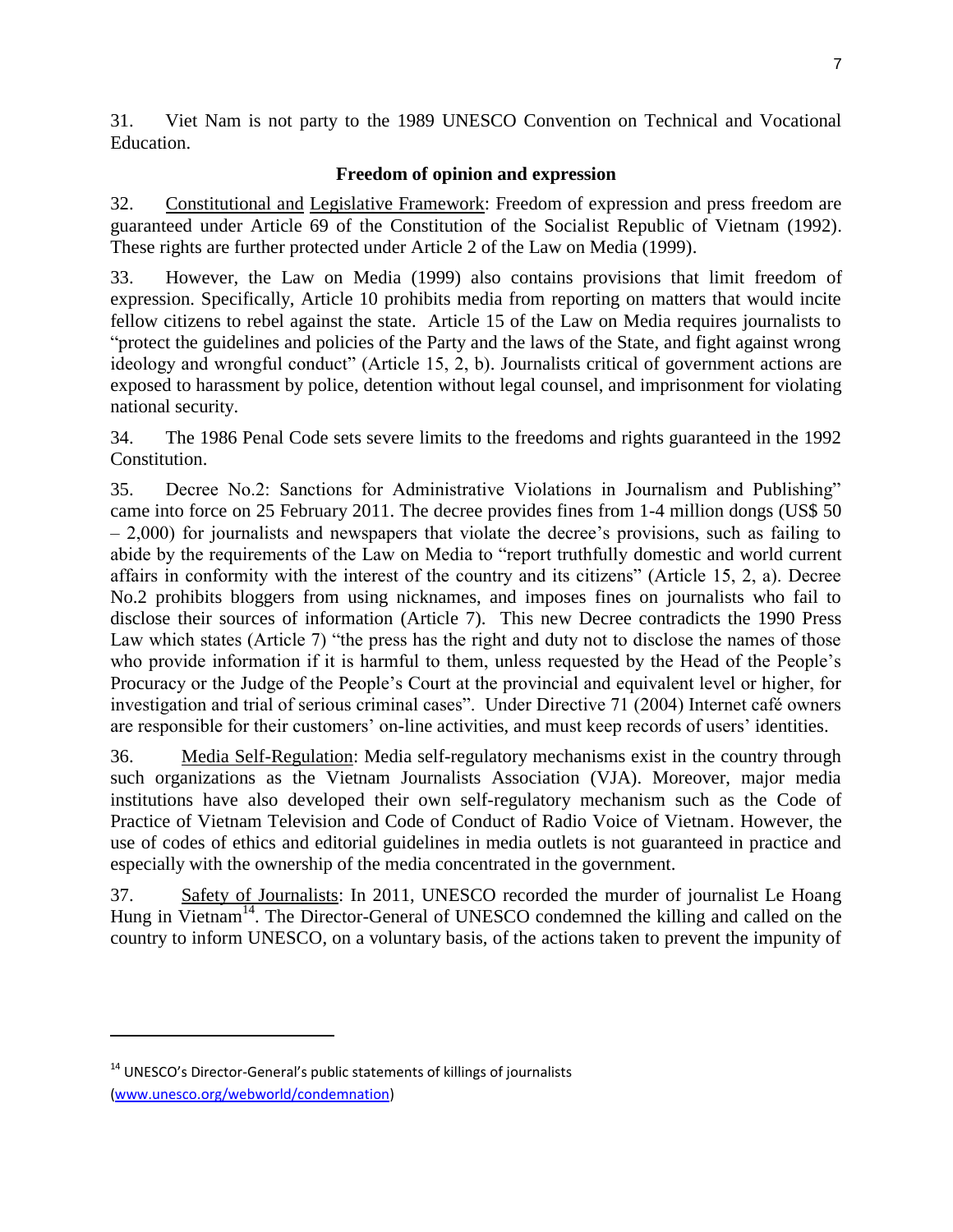31. Viet Nam is not party to the 1989 UNESCO Convention on Technical and Vocational Education.

**Freedom of opinion and expression**

32. Constitutional and Legislative Framework: Freedom of expression and press freedom are guaranteed under Article 69 of the Constitution of the Socialist Republic of Vietnam (1992). These rights are further protected under Article 2 of the Law on Media (1999).

33. However, the Law on Media (1999) also contains provisions that limit freedom of expression. Specifically, Article 10 prohibits media from reporting on matters that would incite fellow citizens to rebel against the state. Article 15 of the Law on Media requires journalists to "protect the guidelines and policies of the Party and the laws of the State, and fight against wrong ideology and wrongful conduct" (Article 15, 2, b). Journalists critical of government actions are exposed to harassment by police, detention without legal counsel, and imprisonment for violating national security.

34. The 1986 Penal Code sets severe limits to the freedoms and rights guaranteed in the 1992 Constitution.

35. Decree No.2: Sanctions for Administrative Violations in Journalism and Publishing" came into force on 25 February 2011. The decree provides fines from 1-4 million dongs (US$ 50 – 2,000) for journalists and newspapers that violate the decree's provisions, such as failing to abide by the requirements of the Law on Media to "report truthfully domestic and world current affairs in conformity with the interest of the country and its citizens" (Article 15, 2, a). Decree No.2 prohibits bloggers from using nicknames, and imposes fines on journalists who fail to disclose their sources of information (Article 7). This new Decree contradicts the 1990 Press Law which states (Article 7) "the press has the right and duty not to disclose the names of those who provide information if it is harmful to them, unless requested by the Head of the People's Procuracy or the Judge of the People's Court at the provincial and equivalent level or higher, for investigation and trial of serious criminal cases". Under Directive 71 (2004) Internet café owners are responsible for their customers' on-line activities, and must keep records of users' identities.

36. Media Self-Regulation: Media self-regulatory mechanisms exist in the country through such organizations as the Vietnam Journalists Association (VJA). Moreover, major media institutions have also developed their own self-regulatory mechanism such as the Code of Practice of Vietnam Television and Code of Conduct of Radio Voice of Vietnam. However, the use of codes of ethics and editorial guidelines in media outlets is not guaranteed in practice and especially with the ownership of the media concentrated in the government.

37. Safety of Journalists: In 2011, UNESCO recorded the murder of journalist Le Hoang Hung in Vietnam[14]. The Director-General of UNESCO condemned the killing and called on the country to inform UNESCO, on a voluntary basis, of the actions taken to prevent the impunity of

---

[14] UNESCO's Director-General's public statements of killings of journalists (www.unesco.org/webworld/condemnation)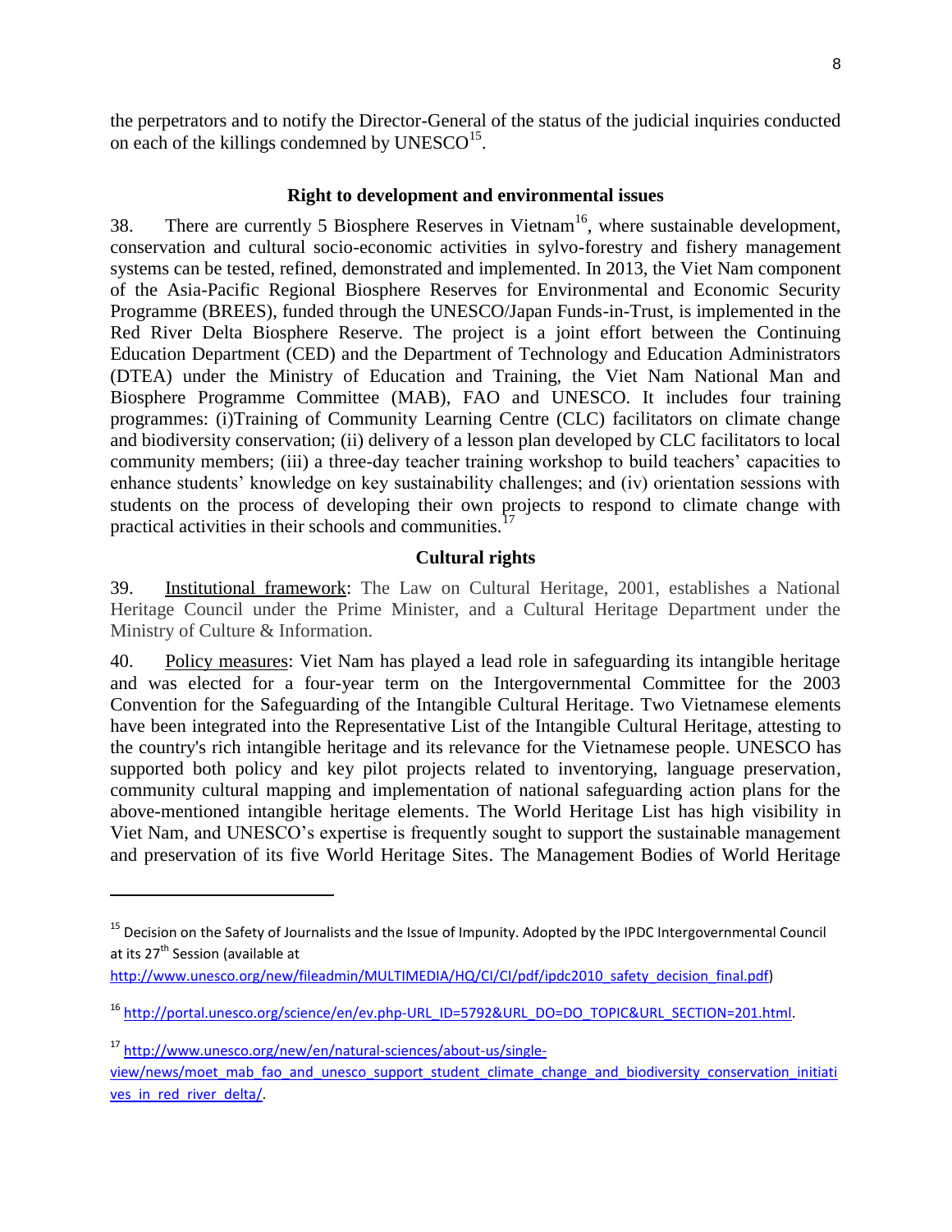the perpetrators and to notify the Director-General of the status of the judicial inquiries conducted on each of the killings condemned by UNESCO[15].

### Right to development and environmental issues

38. There are currently 5 Biosphere Reserves in Vietnam[16], where sustainable development, conservation and cultural socio-economic activities in sylvo-forestry and fishery management systems can be tested, refined, demonstrated and implemented. In 2013, the Viet Nam component of the Asia-Pacific Regional Biosphere Reserves for Environmental and Economic Security Programme (BREES), funded through the UNESCO/Japan Funds-in-Trust, is implemented in the Red River Delta Biosphere Reserve. The project is a joint effort between the Continuing Education Department (CED) and the Department of Technology and Education Administrators (DTEA) under the Ministry of Education and Training, the Viet Nam National Man and Biosphere Programme Committee (MAB), FAO and UNESCO. It includes four training programmes: (i)Training of Community Learning Centre (CLC) facilitators on climate change and biodiversity conservation; (ii) delivery of a lesson plan developed by CLC facilitators to local community members; (iii) a three-day teacher training workshop to build teachers' capacities to enhance students' knowledge on key sustainability challenges; and (iv) orientation sessions with students on the process of developing their own projects to respond to climate change with practical activities in their schools and communities.[17]

### Cultural rights

39. Institutional framework: The Law on Cultural Heritage, 2001, establishes a National Heritage Council under the Prime Minister, and a Cultural Heritage Department under the Ministry of Culture & Information.

40. Policy measures: Viet Nam has played a lead role in safeguarding its intangible heritage and was elected for a four-year term on the Intergovernmental Committee for the 2003 Convention for the Safeguarding of the Intangible Cultural Heritage. Two Vietnamese elements have been integrated into the Representative List of the Intangible Cultural Heritage, attesting to the country's rich intangible heritage and its relevance for the Vietnamese people. UNESCO has supported both policy and key pilot projects related to inventorying, language preservation, community cultural mapping and implementation of national safeguarding action plans for the above-mentioned intangible heritage elements. The World Heritage List has high visibility in Viet Nam, and UNESCO's expertise is frequently sought to support the sustainable management and preservation of its five World Heritage Sites. The Management Bodies of World Heritage

---

[15] Decision on the Safety of Journalists and the Issue of Impunity. Adopted by the IPDC Intergovernmental Council at its 27th Session (available at http://www.unesco.org/new/fileadmin/MULTIMEDIA/HQ/CI/CI/pdf/ipdc2010_safety_decision_final.pdf)

[16] http://portal.unesco.org/science/en/ev.php-URL_ID=5792&URL_DO=DO_TOPIC&URL_SECTION=201.html.

[17] http://www.unesco.org/new/en/natural-sciences/about-us/single-view/news/moet_mab_fao_and_unesco_support_student_climate_change_and_biodiversity_conservation_initiatives_in_red_river_delta/.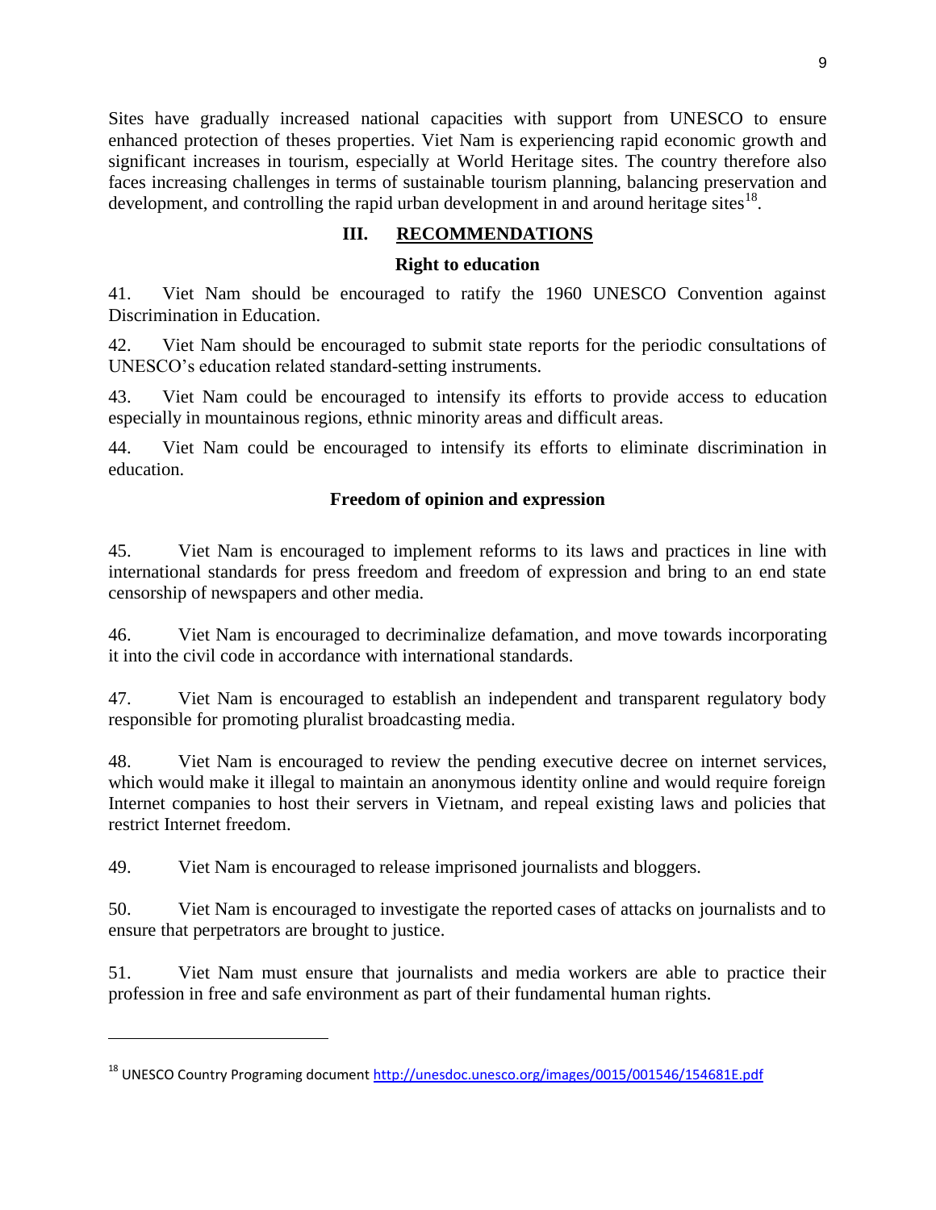Sites have gradually increased national capacities with support from UNESCO to ensure enhanced protection of theses properties. Viet Nam is experiencing rapid economic growth and significant increases in tourism, especially at World Heritage sites. The country therefore also faces increasing challenges in terms of sustainable tourism planning, balancing preservation and development, and controlling the rapid urban development in and around heritage sites[18].

## III. RECOMMENDATIONS

### Right to education

41. Viet Nam should be encouraged to ratify the 1960 UNESCO Convention against Discrimination in Education.

42. Viet Nam should be encouraged to submit state reports for the periodic consultations of UNESCO's education related standard-setting instruments.

43. Viet Nam could be encouraged to intensify its efforts to provide access to education especially in mountainous regions, ethnic minority areas and difficult areas.

44. Viet Nam could be encouraged to intensify its efforts to eliminate discrimination in education.

### Freedom of opinion and expression

45. Viet Nam is encouraged to implement reforms to its laws and practices in line with international standards for press freedom and freedom of expression and bring to an end state censorship of newspapers and other media.

46. Viet Nam is encouraged to decriminalize defamation, and move towards incorporating it into the civil code in accordance with international standards.

47. Viet Nam is encouraged to establish an independent and transparent regulatory body responsible for promoting pluralist broadcasting media.

48. Viet Nam is encouraged to review the pending executive decree on internet services, which would make it illegal to maintain an anonymous identity online and would require foreign Internet companies to host their servers in Vietnam, and repeal existing laws and policies that restrict Internet freedom.

49. Viet Nam is encouraged to release imprisoned journalists and bloggers.

50. Viet Nam is encouraged to investigate the reported cases of attacks on journalists and to ensure that perpetrators are brought to justice.

51. Viet Nam must ensure that journalists and media workers are able to practice their profession in free and safe environment as part of their fundamental human rights.

---

[18] UNESCO Country Programing document http://unesdoc.unesco.org/images/0015/001546/154681E.pdf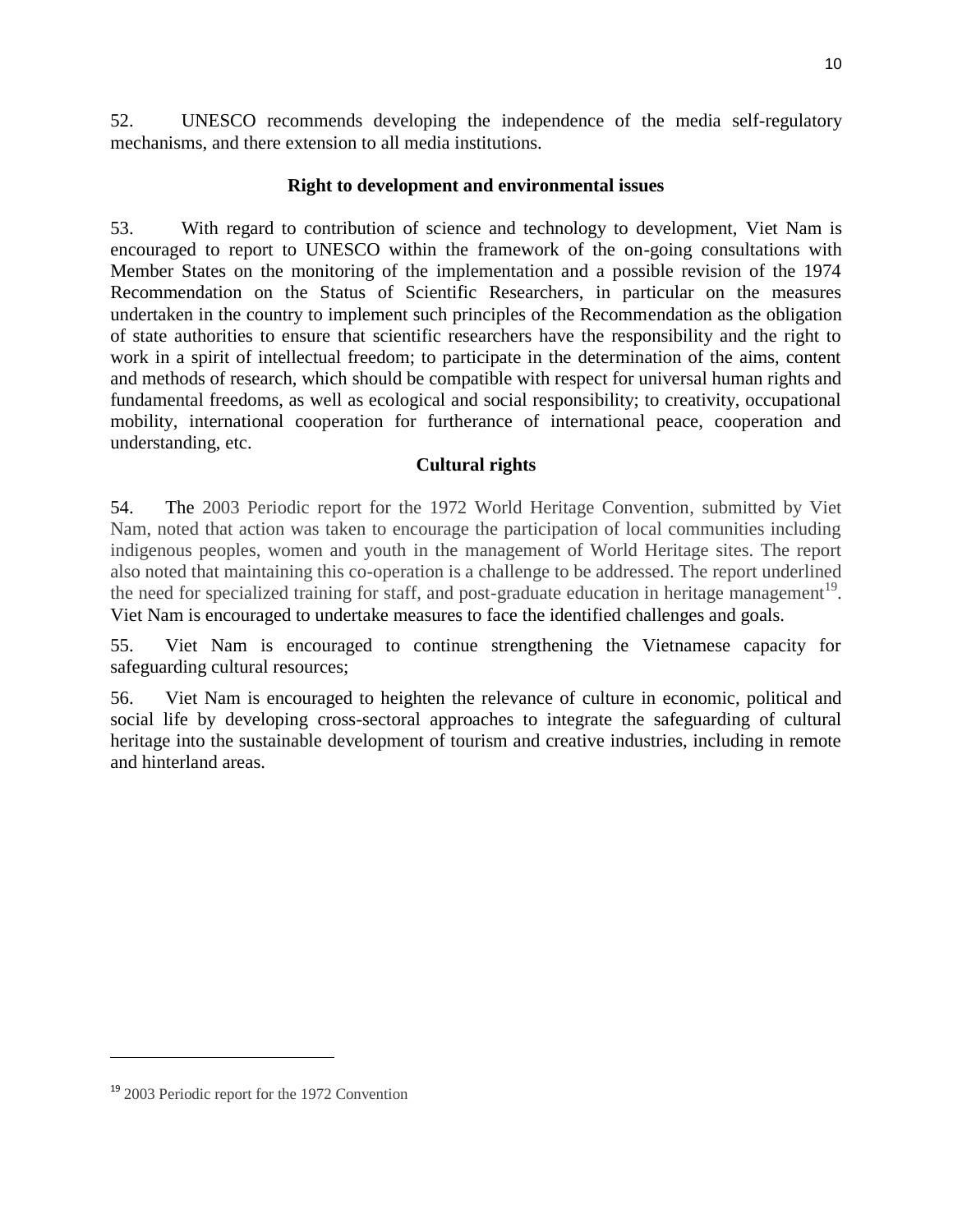52. UNESCO recommends developing the independence of the media self-regulatory mechanisms, and there extension to all media institutions.

**Right to development and environmental issues**

53. With regard to contribution of science and technology to development, Viet Nam is encouraged to report to UNESCO within the framework of the on-going consultations with Member States on the monitoring of the implementation and a possible revision of the 1974 Recommendation on the Status of Scientific Researchers, in particular on the measures undertaken in the country to implement such principles of the Recommendation as the obligation of state authorities to ensure that scientific researchers have the responsibility and the right to work in a spirit of intellectual freedom; to participate in the determination of the aims, content and methods of research, which should be compatible with respect for universal human rights and fundamental freedoms, as well as ecological and social responsibility; to creativity, occupational mobility, international cooperation for furtherance of international peace, cooperation and understanding, etc.

**Cultural rights**

54. The 2003 Periodic report for the 1972 World Heritage Convention, submitted by Viet Nam, noted that action was taken to encourage the participation of local communities including indigenous peoples, women and youth in the management of World Heritage sites. The report also noted that maintaining this co-operation is a challenge to be addressed. The report underlined the need for specialized training for staff, and post-graduate education in heritage management[19]. Viet Nam is encouraged to undertake measures to face the identified challenges and goals.

55. Viet Nam is encouraged to continue strengthening the Vietnamese capacity for safeguarding cultural resources;

56. Viet Nam is encouraged to heighten the relevance of culture in economic, political and social life by developing cross-sectoral approaches to integrate the safeguarding of cultural heritage into the sustainable development of tourism and creative industries, including in remote and hinterland areas.

---

[19] 2003 Periodic report for the 1972 Convention